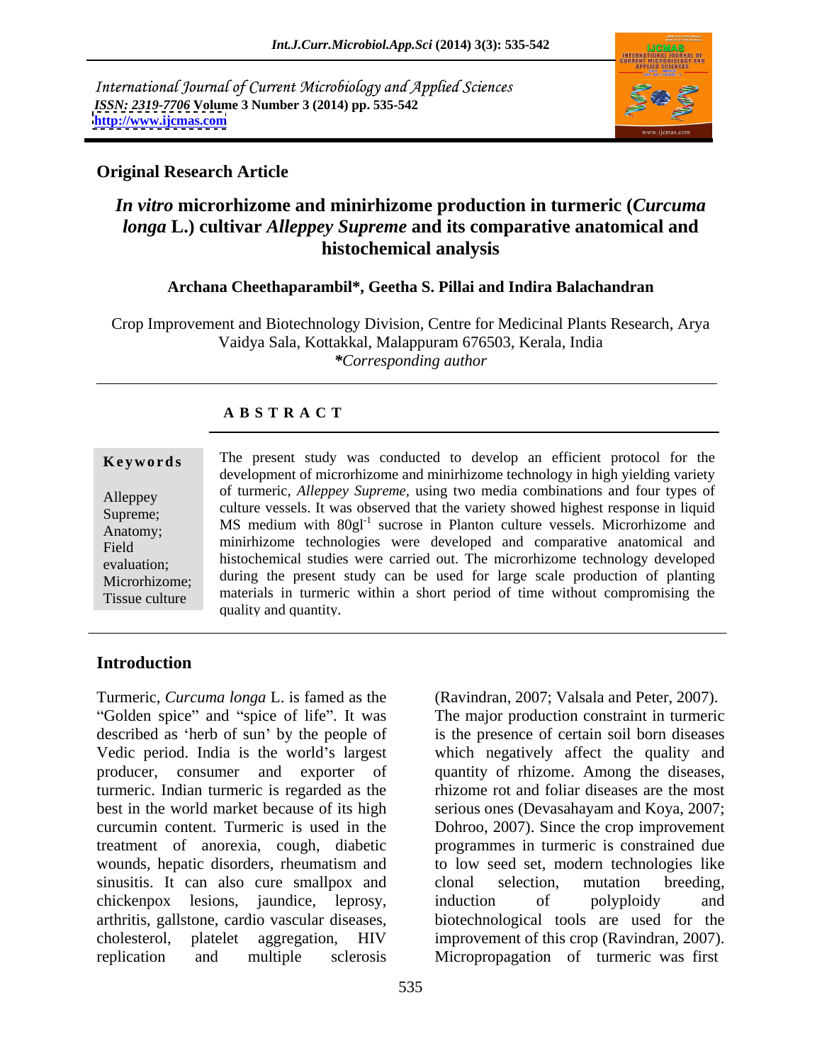International Journal of Current Microbiology and Applied Sciences
*ISSN: 2319-7706* **Volume 3 Number 3 (2014) pp. 535-542**
**http://www.ijcmas.com**

## Original Research Article

# *In vitro* microrhizome and minirhizome production in turmeric (*Curcuma longa* L.) cultivar *Alleppey Supreme* and its comparative anatomical and histochemical analysis

**Archana Cheethaparambil\*, Geetha S. Pillai and Indira Balachandran**

Crop Improvement and Biotechnology Division, Centre for Medicinal Plants Research, Arya Vaidya Sala, Kottakkal, Malappuram 676503, Kerala, India
*\*Corresponding author*

### A B S T R A C T

**Keywords**

Alleppey Supreme; Anatomy; Field evaluation; Microrhizome; Tissue culture

The present study was conducted to develop an efficient protocol for the development of microrhizome and minirhizome technology in high yielding variety of turmeric, *Alleppey Supreme*, using two media combinations and four types of culture vessels. It was observed that the variety showed highest response in liquid MS medium with 80gl$^{-1}$ sucrose in Planton culture vessels. Microrhizome and minirhizome technologies were developed and comparative anatomical and histochemical studies were carried out. The microrhizome technology developed during the present study can be used for large scale production of planting materials in turmeric within a short period of time without compromising the quality and quantity.

## Introduction

Turmeric, *Curcuma longa* L. is famed as the "Golden spice" and "spice of life". It was described as 'herb of sun' by the people of Vedic period. India is the world's largest producer, consumer and exporter of turmeric. Indian turmeric is regarded as the best in the world market because of its high curcumin content. Turmeric is used in the treatment of anorexia, cough, diabetic wounds, hepatic disorders, rheumatism and sinusitis. It can also cure smallpox and chickenpox lesions, jaundice, leprosy, arthritis, gallstone, cardio vascular diseases, cholesterol, platelet aggregation, HIV replication and multiple sclerosis (Ravindran, 2007; Valsala and Peter, 2007). The major production constraint in turmeric is the presence of certain soil born diseases which negatively affect the quality and quantity of rhizome. Among the diseases, rhizome rot and foliar diseases are the most serious ones (Devasahayam and Koya, 2007; Dohroo, 2007). Since the crop improvement programmes in turmeric is constrained due to low seed set, modern technologies like clonal selection, mutation breeding, induction of polyploidy and biotechnological tools are used for the improvement of this crop (Ravindran, 2007). Micropropagation of turmeric was first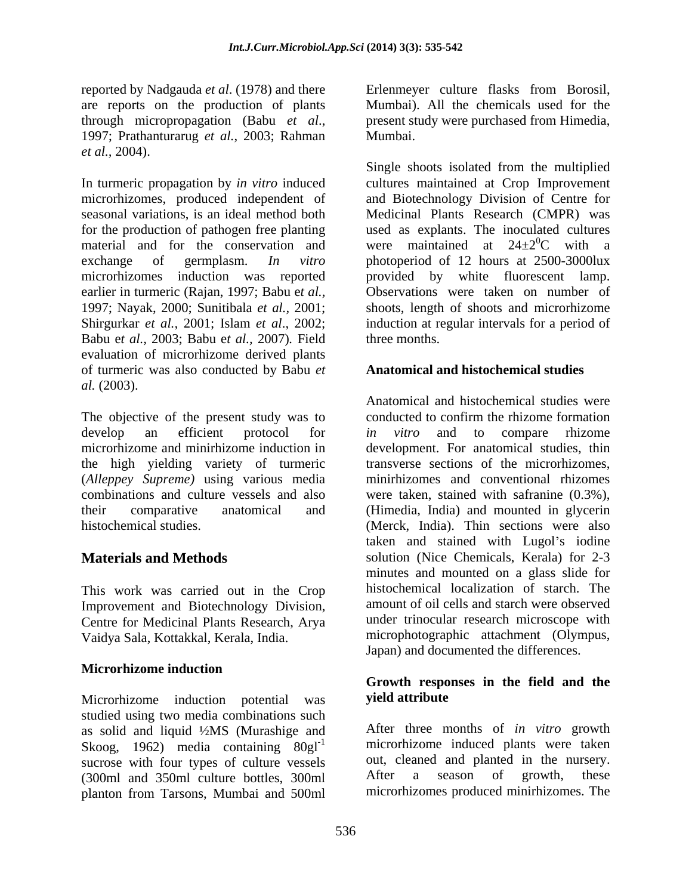reported by Nadgauda *et al*. (1978) and there are reports on the production of plants through micropropagation (Babu *et al*., 1997; Prathanturarug *et al.*, 2003; Rahman *et al.,* 2004).

In turmeric propagation by *in vitro* induced microrhizomes, produced independent of seasonal variations, is an ideal method both for the production of pathogen free planting material and for the conservation and exchange of germplasm. *In vitro* microrhizomes induction was reported earlier in turmeric (Rajan, 1997; Babu e*t al.*, 1997; Nayak, 2000; Sunitibala *et al.,* 2001; Shirgurkar *et al.*, 2001; Islam *et al*., 2002; Babu e*t al.*, 2003; Babu e*t al.,* 2007). Field evaluation of microrhizome derived plants of turmeric was also conducted by Babu *et al.* (2003).

The objective of the present study was to develop an efficient protocol for microrhizome and minirhizome induction in the high yielding variety of turmeric (*Alleppey Supreme)* using various media combinations and culture vessels and also their comparative anatomical and histochemical studies.

## Materials and Methods

This work was carried out in the Crop Improvement and Biotechnology Division, Centre for Medicinal Plants Research, Arya Vaidya Sala, Kottakkal, Kerala, India.

### Microrhizome induction

Microrhizome induction potential was studied using two media combinations such as solid and liquid ½MS (Murashige and Skoog, 1962) media containing $80 gl^{-1}$ sucrose with four types of culture vessels (300ml and 350ml culture bottles, 300ml planton from Tarsons, Mumbai and 500ml Erlenmeyer culture flasks from Borosil, Mumbai). All the chemicals used for the present study were purchased from Himedia, Mumbai.

Single shoots isolated from the multiplied cultures maintained at Crop Improvement and Biotechnology Division of Centre for Medicinal Plants Research (CMPR) was used as explants. The inoculated cultures were maintained at $24 \pm 2^{0}C$ with a photoperiod of 12 hours at 2500-3000lux provided by white fluorescent lamp. Observations were taken on number of shoots, length of shoots and microrhizome induction at regular intervals for a period of three months.

### Anatomical and histochemical studies

Anatomical and histochemical studies were conducted to confirm the rhizome formation *in vitro* and to compare rhizome development. For anatomical studies, thin transverse sections of the microrhizomes, minirhizomes and conventional rhizomes were taken, stained with safranine (0.3%), (Himedia, India) and mounted in glycerin (Merck, India). Thin sections were also taken and stained with Lugol's iodine solution (Nice Chemicals, Kerala) for 2-3 minutes and mounted on a glass slide for histochemical localization of starch. The amount of oil cells and starch were observed under trinocular research microscope with microphotographic attachment (Olympus, Japan) and documented the differences.

### Growth responses in the field and the yield attribute

After three months of *in vitro* growth microrhizome induced plants were taken out, cleaned and planted in the nursery. After a season of growth, these microrhizomes produced minirhizomes. The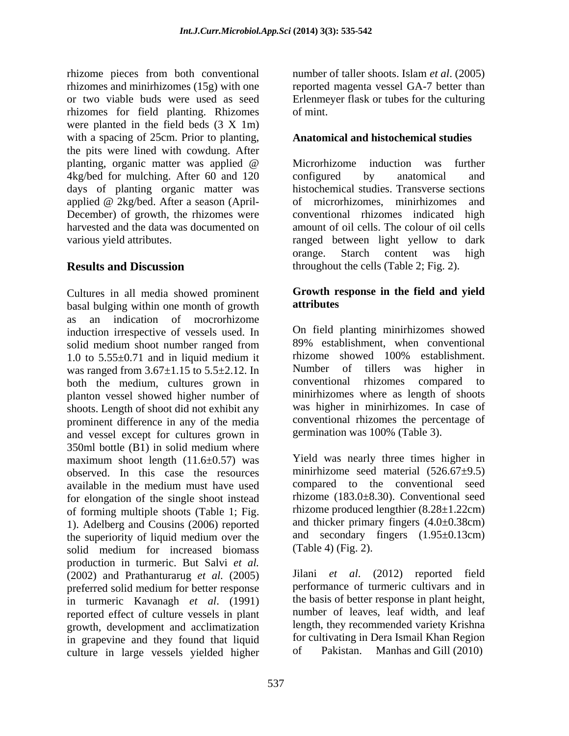rhizome pieces from both conventional rhizomes and minirhizomes (15g) with one or two viable buds were used as seed rhizomes for field planting. Rhizomes were planted in the field beds (3 X 1m) with a spacing of 25cm. Prior to planting, the pits were lined with cowdung. After planting, organic matter was applied @ 4kg/bed for mulching. After 60 and 120 days of planting organic matter was applied @ 2kg/bed. After a season (April-December) of growth, the rhizomes were harvested and the data was documented on various yield attributes.

## Results and Discussion

Cultures in all media showed prominent basal bulging within one month of growth as an indication of mocrorhizome induction irrespective of vessels used. In solid medium shoot number ranged from 1.0 to 5.55±0.71 and in liquid medium it was ranged from 3.67±1.15 to 5.5±2.12. In both the medium, cultures grown in planton vessel showed higher number of shoots. Length of shoot did not exhibit any prominent difference in any of the media and vessel except for cultures grown in 350ml bottle (B1) in solid medium where maximum shoot length (11.6±0.57) was observed. In this case the resources available in the medium must have used for elongation of the single shoot instead of forming multiple shoots (Table 1; Fig. 1). Adelberg and Cousins (2006) reported the superiority of liquid medium over the solid medium for increased biomass production in turmeric. But Salvi *et al.* (2002) and Prathanturarug *et al.* (2005) preferred solid medium for better response in turmeric Kavanagh *et al*. (1991) reported effect of culture vessels in plant growth, development and acclimatization in grapevine and they found that liquid culture in large vessels yielded higher number of taller shoots. Islam *et al*. (2005) reported magenta vessel GA-7 better than Erlenmeyer flask or tubes for the culturing of mint.

### Anatomical and histochemical studies

Microrhizome induction was further configured by anatomical and histochemical studies. Transverse sections of microrhizomes, minirhizomes and conventional rhizomes indicated high amount of oil cells. The colour of oil cells ranged between light yellow to dark orange. Starch content was high throughout the cells (Table 2; Fig. 2).

### Growth response in the field and yield attributes

On field planting minirhizomes showed 89% establishment, when conventional rhizome showed 100% establishment. Number of tillers was higher in conventional rhizomes compared to minirhizomes where as length of shoots was higher in minirhizomes. In case of conventional rhizomes the percentage of germination was 100% (Table 3).

Yield was nearly three times higher in minirhizome seed material (526.67±9.5) compared to the conventional seed rhizome (183.0±8.30). Conventional seed rhizome produced lengthier (8.28±1.22cm) and thicker primary fingers (4.0±0.38cm) and secondary fingers (1.95±0.13cm) (Table 4) (Fig. 2).

Jilani *et al*. (2012) reported field performance of turmeric cultivars and in the basis of better response in plant height, number of leaves, leaf width, and leaf length, they recommended variety Krishna for cultivating in Dera Ismail Khan Region of Pakistan. Manhas and Gill (2010)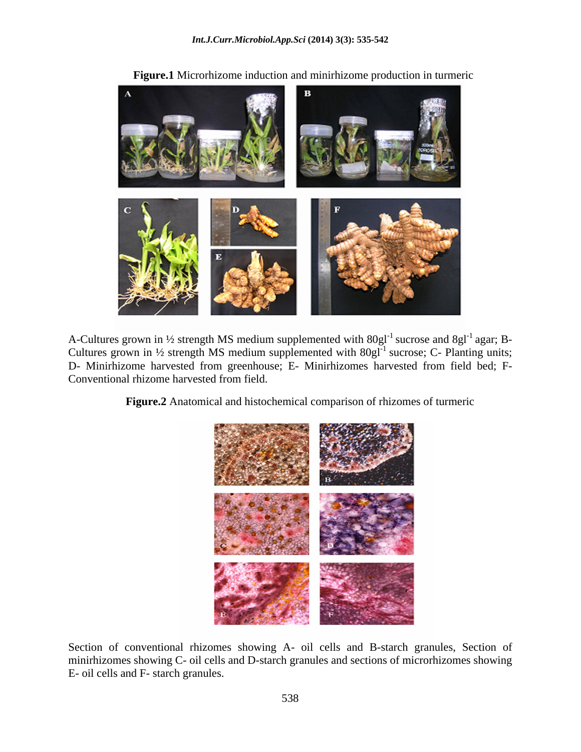**Figure.1** Microrhizome induction and minirhizome production in turmeric

A-Cultures grown in ½ strength MS medium supplemented with $80gl^{-1}$ sucrose and $8gl^{-1}$ agar; B-Cultures grown in ½ strength MS medium supplemented with $80gl^{-1}$ sucrose; C- Planting units; D- Minirhizome harvested from greenhouse; E- Minirhizomes harvested from field bed; F-Conventional rhizome harvested from field.

**Figure.2** Anatomical and histochemical comparison of rhizomes of turmeric

Section of conventional rhizomes showing A- oil cells and B-starch granules, Section of minirhizomes showing C- oil cells and D-starch granules and sections of microrhizomes showing E- oil cells and F- starch granules.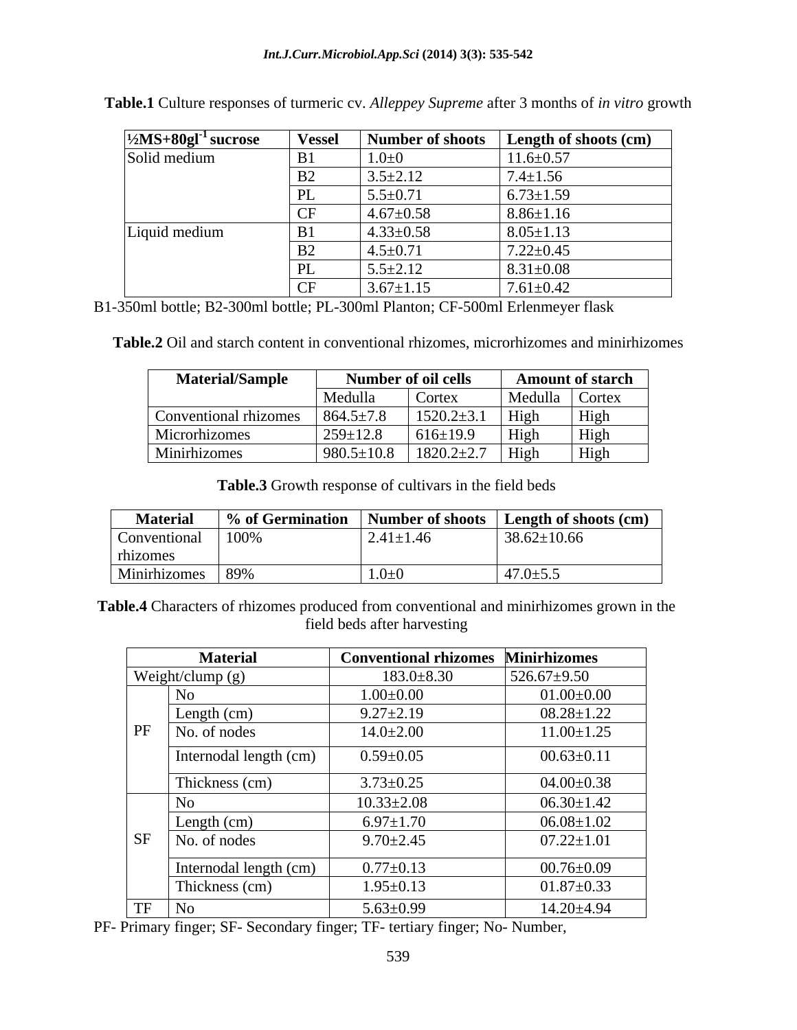**Table.1** Culture responses of turmeric cv. *Alleppey Supreme* after 3 months of *in vitro* growth

| ½MS+80gl$^{-1}$ sucrose | Vessel | Number of shoots | Length of shoots (cm) |
|---|---|---|---|
| Solid medium | B1 | 1.0±0 | 11.6±0.57 |
| | B2 | 3.5±2.12 | 7.4±1.56 |
| | PL | 5.5±0.71 | 6.73±1.59 |
| | CF | 4.67±0.58 | 8.86±1.16 |
| Liquid medium | B1 | 4.33±0.58 | 8.05±1.13 |
| | B2 | 4.5±0.71 | 7.22±0.45 |
| | PL | 5.5±2.12 | 8.31±0.08 |
| | CF | 3.67±1.15 | 7.61±0.42 |

B1-350ml bottle; B2-300ml bottle; PL-300ml Planton; CF-500ml Erlenmeyer flask

**Table.2** Oil and starch content in conventional rhizomes, microrhizomes and minirhizomes

| Material/Sample | Number of oil cells | | Amount of starch | |
|---|---|---|---|---|
| | Medulla | Cortex | Medulla | Cortex |
| Conventional rhizomes | 864.5±7.8 | 1520.2±3.1 | High | High |
| Microrhizomes | 259±12.8 | 616±19.9 | High | High |
| Minirhizomes | 980.5±10.8 | 1820.2±2.7 | High | High |

**Table.3** Growth response of cultivars in the field beds

| Material | % of Germination | Number of shoots | Length of shoots (cm) |
|---|---|---|---|
| Conventional rhizomes | 100% | 2.41±1.46 | 38.62±10.66 |
| Minirhizomes | 89% | 1.0±0 | 47.0±5.5 |

**Table.4** Characters of rhizomes produced from conventional and minirhizomes grown in the field beds after harvesting

| Material | | Conventional rhizomes | Minirhizomes |
|---|---|---|---|
| Weight/clump (g) | | 183.0±8.30 | 526.67±9.50 |
| PF | No | 1.00±0.00 | 01.00±0.00 |
| | Length (cm) | 9.27±2.19 | 08.28±1.22 |
| | No. of nodes | 14.0±2.00 | 11.00±1.25 |
| | Internodal length (cm) | 0.59±0.05 | 00.63±0.11 |
| | Thickness (cm) | 3.73±0.25 | 04.00±0.38 |
| SF | No | 10.33±2.08 | 06.30±1.42 |
| | Length (cm) | 6.97±1.70 | 06.08±1.02 |
| | No. of nodes | 9.70±2.45 | 07.22±1.01 |
| | Internodal length (cm) | 0.77±0.13 | 00.76±0.09 |
| | Thickness (cm) | 1.95±0.13 | 01.87±0.33 |
| TF | No | 5.63±0.99 | 14.20±4.94 |

PF- Primary finger; SF- Secondary finger; TF- tertiary finger; No- Number,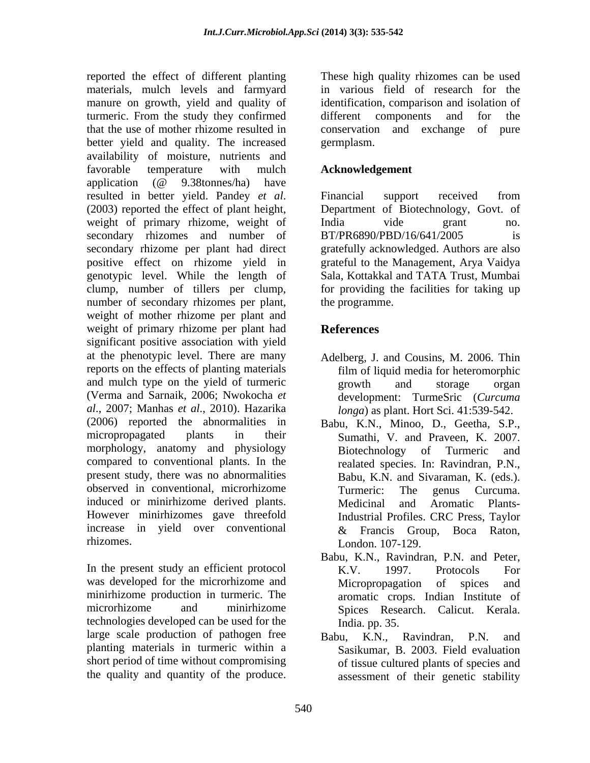reported the effect of different planting materials, mulch levels and farmyard manure on growth, yield and quality of turmeric. From the study they confirmed that the use of mother rhizome resulted in better yield and quality. The increased availability of moisture, nutrients and favorable temperature with mulch application (@ 9.38tonnes/ha) have resulted in better yield. Pandey *et al*. (2003) reported the effect of plant height, weight of primary rhizome, weight of secondary rhizomes and number of secondary rhizome per plant had direct positive effect on rhizome yield in genotypic level. While the length of clump, number of tillers per clump, number of secondary rhizomes per plant, weight of mother rhizome per plant and weight of primary rhizome per plant had significant positive association with yield at the phenotypic level. There are many reports on the effects of planting materials and mulch type on the yield of turmeric (Verma and Sarnaik, 2006; Nwokocha *et al*., 2007; Manhas *et al*., 2010). Hazarika (2006) reported the abnormalities in micropropagated plants in their morphology, anatomy and physiology compared to conventional plants. In the present study, there was no abnormalities observed in conventional, microrhizome induced or minirhizome derived plants. However minirhizomes gave threefold increase in yield over conventional rhizomes.

In the present study an efficient protocol was developed for the microrhizome and minirhizome production in turmeric. The microrhizome and minirhizome technologies developed can be used for the large scale production of pathogen free planting materials in turmeric within a short period of time without compromising the quality and quantity of the produce. These high quality rhizomes can be used in various field of research for the identification, comparison and isolation of different components and for the conservation and exchange of pure germplasm.

## Acknowledgement

Financial support received from Department of Biotechnology, Govt. of India vide grant no. BT/PR6890/PBD/16/641/2005 is gratefully acknowledged. Authors are also grateful to the Management, Arya Vaidya Sala, Kottakkal and TATA Trust, Mumbai for providing the facilities for taking up the programme.

## References

Adelberg, J. and Cousins, M. 2006. Thin film of liquid media for heteromorphic growth and storage organ development: TurmeSric (*Curcuma longa*) as plant. Hort Sci. 41:539-542.

Babu, K.N., Minoo, D., Geetha, S.P., Sumathi, V. and Praveen, K. 2007. Biotechnology of Turmeric and realated species. In: Ravindran, P.N., Babu, K.N. and Sivaraman, K. (eds.). Turmeric: The genus Curcuma. Medicinal and Aromatic Plants-Industrial Profiles. CRC Press, Taylor & Francis Group, Boca Raton, London. 107-129.

Babu, K.N., Ravindran, P.N. and Peter, K.V. 1997. Protocols For Micropropagation of spices and aromatic crops. Indian Institute of Spices Research. Calicut. Kerala. India. pp. 35.

Babu, K.N., Ravindran, P.N. and Sasikumar, B. 2003. Field evaluation of tissue cultured plants of species and assessment of their genetic stability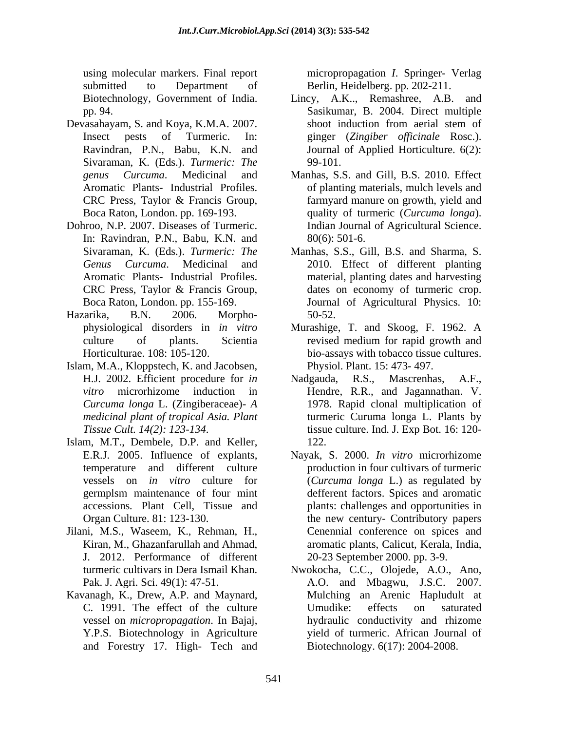using molecular markers. Final report submitted to Department of Biotechnology, Government of India. pp. 94.

Devasahayam, S. and Koya, K.M.A. 2007. Insect pests of Turmeric. In: Ravindran, P.N., Babu, K.N. and Sivaraman, K. (Eds.). *Turmeric: The genus Curcuma*. Medicinal and Aromatic Plants- Industrial Profiles. CRC Press, Taylor & Francis Group, Boca Raton, London. pp. 169-193.

Dohroo, N.P. 2007. Diseases of Turmeric. In: Ravindran, P.N., Babu, K.N. and Sivaraman, K. (Eds.). *Turmeric: The Genus Curcuma*. Medicinal and Aromatic Plants- Industrial Profiles. CRC Press, Taylor & Francis Group, Boca Raton, London. pp. 155-169.

Hazarika, B.N. 2006. Morpho-physiological disorders in *in vitro* culture of plants. Scientia Horticulturae. 108: 105-120.

Islam, M.A., Kloppstech, K. and Jacobsen, H.J. 2002. Efficient procedure for *in vitro* microrhizome induction in *Curcuma longa* L. (Zingiberaceae)- *A medicinal plant of tropical Asia. Plant Tissue Cult. 14(2): 123-134*.

Islam, M.T., Dembele, D.P. and Keller, E.R.J. 2005. Influence of explants, temperature and different culture vessels on *in vitro* culture for germplsm maintenance of four mint accessions. Plant Cell, Tissue and Organ Culture. 81: 123-130.

Jilani, M.S., Waseem, K., Rehman, H., Kiran, M., Ghazanfarullah and Ahmad, J. 2012. Performance of different turmeric cultivars in Dera Ismail Khan. Pak. J. Agri. Sci. 49(1): 47-51.

Kavanagh, K., Drew, A.P. and Maynard, C. 1991. The effect of the culture vessel on *micropropagation*. In Bajaj, Y.P.S. Biotechnology in Agriculture and Forestry 17. High- Tech and micropropagation *I*. Springer- Verlag Berlin, Heidelberg. pp. 202-211.

Lincy, A.K.., Remashree, A.B. and Sasikumar, B. 2004. Direct multiple shoot induction from aerial stem of ginger (*Zingiber officinale* Rosc.). Journal of Applied Horticulture. 6(2): 99-101.

Manhas, S.S. and Gill, B.S. 2010. Effect of planting materials, mulch levels and farmyard manure on growth, yield and quality of turmeric (*Curcuma longa*). Indian Journal of Agricultural Science. 80(6): 501-6.

Manhas, S.S., Gill, B.S. and Sharma, S. 2010. Effect of different planting material, planting dates and harvesting dates on economy of turmeric crop. Journal of Agricultural Physics. 10: 50-52.

Murashige, T. and Skoog, F. 1962. A revised medium for rapid growth and bio-assays with tobacco tissue cultures. Physiol. Plant. 15: 473- 497.

Nadgauda, R.S., Mascrenhas, A.F., Hendre, R.R., and Jagannathan. V. 1978. Rapid clonal multiplication of turmeric Curuma longa L. Plants by tissue culture. Ind. J. Exp Bot. 16: 120-122.

Nayak, S. 2000. *In vitro* microrhizome production in four cultivars of turmeric (*Curcuma longa* L.) as regulated by defferent factors. Spices and aromatic plants: challenges and opportunities in the new century- Contributory papers Cenennial conference on spices and aromatic plants, Calicut, Kerala, India, 20-23 September 2000. pp. 3-9.

Nwokocha, C.C., Olojede, A.O., Ano, A.O. and Mbagwu, J.S.C. 2007. Mulching an Arenic Hapludult at Umudike: effects on saturated hydraulic conductivity and rhizome yield of turmeric. African Journal of Biotechnology. 6(17): 2004-2008.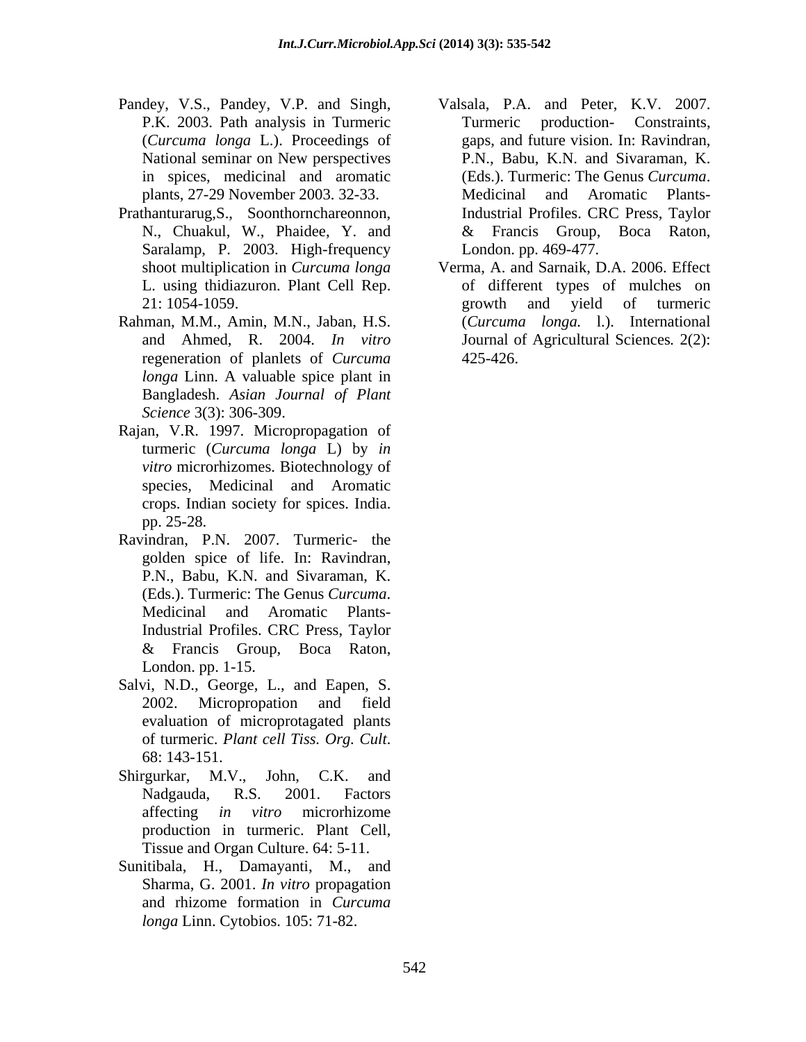Pandey, V.S., Pandey, V.P. and Singh, P.K. 2003. Path analysis in Turmeric (*Curcuma longa* L.). Proceedings of National seminar on New perspectives in spices, medicinal and aromatic plants, 27-29 November 2003. 32-33.

Prathanturarug,S., Soonthornchareonnon, N., Chuakul, W., Phaidee, Y. and Saralamp, P. 2003. High-frequency shoot multiplication in *Curcuma longa* L. using thidiazuron. Plant Cell Rep. 21: 1054-1059.

Rahman, M.M., Amin, M.N., Jaban, H.S. and Ahmed, R. 2004. *In vitro* regeneration of planlets of *Curcuma longa* Linn. A valuable spice plant in Bangladesh. *Asian Journal of Plant Science* 3(3): 306-309.

Rajan, V.R. 1997. Micropropagation of turmeric (*Curcuma longa* L) by *in vitro* microrhizomes. Biotechnology of species, Medicinal and Aromatic crops. Indian society for spices. India. pp. 25-28.

Ravindran, P.N. 2007. Turmeric- the golden spice of life. In: Ravindran, P.N., Babu, K.N. and Sivaraman, K. (Eds.). Turmeric: The Genus *Curcuma*. Medicinal and Aromatic Plants-Industrial Profiles. CRC Press, Taylor & Francis Group, Boca Raton, London. pp. 1-15.

Salvi, N.D., George, L., and Eapen, S. 2002. Micropropation and field evaluation of microprotagated plants of turmeric. *Plant cell Tiss. Org. Cult*. 68: 143-151.

Shirgurkar, M.V., John, C.K. and Nadgauda, R.S. 2001. Factors affecting *in vitro* microrhizome production in turmeric. Plant Cell, Tissue and Organ Culture. 64: 5-11.

Sunitibala, H., Damayanti, M., and Sharma, G. 2001. *In vitro* propagation and rhizome formation in *Curcuma longa* Linn. Cytobios. 105: 71-82.

Valsala, P.A. and Peter, K.V. 2007. Turmeric production- Constraints, gaps, and future vision. In: Ravindran, P.N., Babu, K.N. and Sivaraman, K. (Eds.). Turmeric: The Genus *Curcuma*. Medicinal and Aromatic Plants-Industrial Profiles. CRC Press, Taylor & Francis Group, Boca Raton, London. pp. 469-477.

Verma, A. and Sarnaik, D.A. 2006. Effect of different types of mulches on growth and yield of turmeric (*Curcuma longa.* l.). International Journal of Agricultural Sciences. 2(2): 425-426.